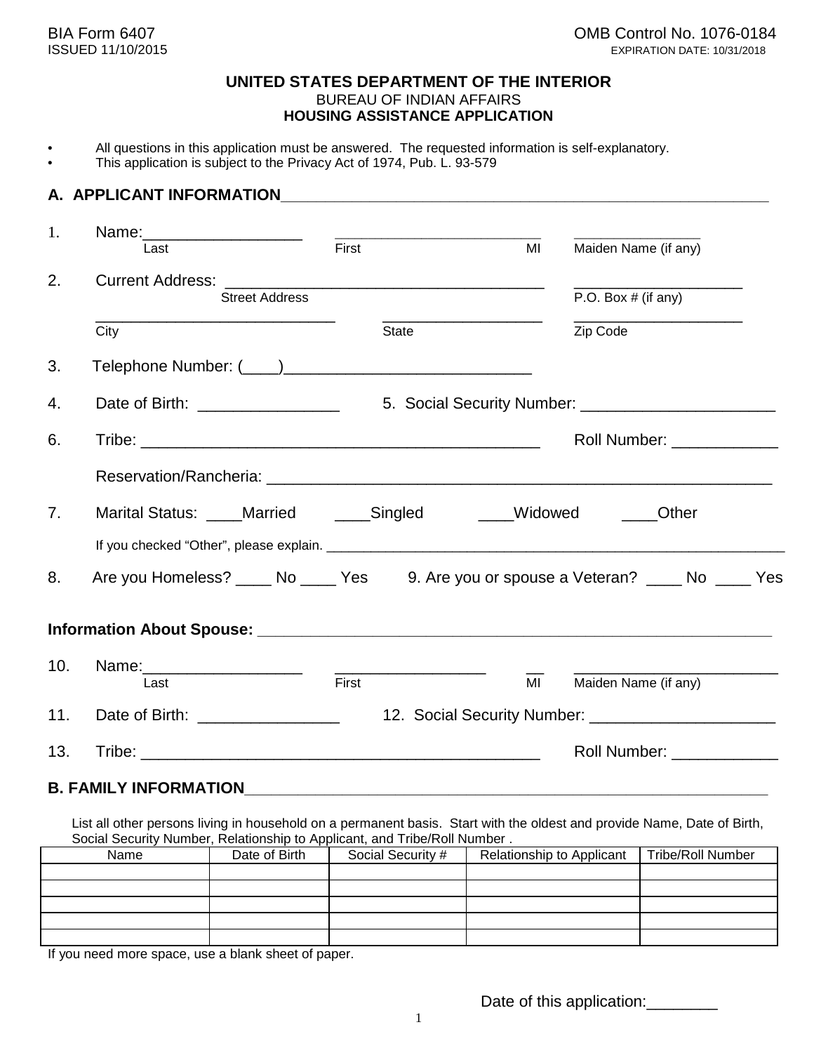BIA Form 6407
ISSUED 11/10/2015

OMB Control No. 1076-0184
EXPIRATION DATE: 10/31/2018

# UNITED STATES DEPARTMENT OF THE INTERIOR
BUREAU OF INDIAN AFFAIRS
**HOUSING ASSISTANCE APPLICATION**

- All questions in this application must be answered. The requested information is self-explanatory.
- This application is subject to the Privacy Act of 1974, Pub. L. 93-579

## A. APPLICANT INFORMATION

1. Name:__________________ __________________ __ __________________
   Last First MI Maiden Name (if any)

2. Current Address: ____________________________________ ____________________
   Street Address P.O. Box # (if any)

   ____________________________ ____________________ ____________________
   City State Zip Code

3. Telephone Number: (____)____________________________

4. Date of Birth: ________________ 5. Social Security Number: ______________________

6. Tribe: ______________________________________________ Roll Number: ____________

   Reservation/Rancheria: ____________________________________________________________

7. Marital Status: ____Married ____Singled ____Widowed ____Other

   If you checked "Other", please explain. ____________________________________________________________

8. Are you Homeless? ____ No ____ Yes 9. Are you or spouse a Veteran? ____ No ____ Yes

**Information About Spouse:**

10. Name:__________________ __________________ __ ________________________
    Last First MI Maiden Name (if any)

11. Date of Birth: ________________ 12. Social Security Number: ______________________

13. Tribe: ______________________________________________ Roll Number: ____________

## B. FAMILY INFORMATION

List all other persons living in household on a permanent basis. Start with the oldest and provide Name, Date of Birth, Social Security Number, Relationship to Applicant, and Tribe/Roll Number .

| Name | Date of Birth | Social Security # | Relationship to Applicant | Tribe/Roll Number |
|---|---|---|---|---|
| | | | | |
| | | | | |
| | | | | |
| | | | | |
| | | | | |

If you need more space, use a blank sheet of paper.

Date of this application:________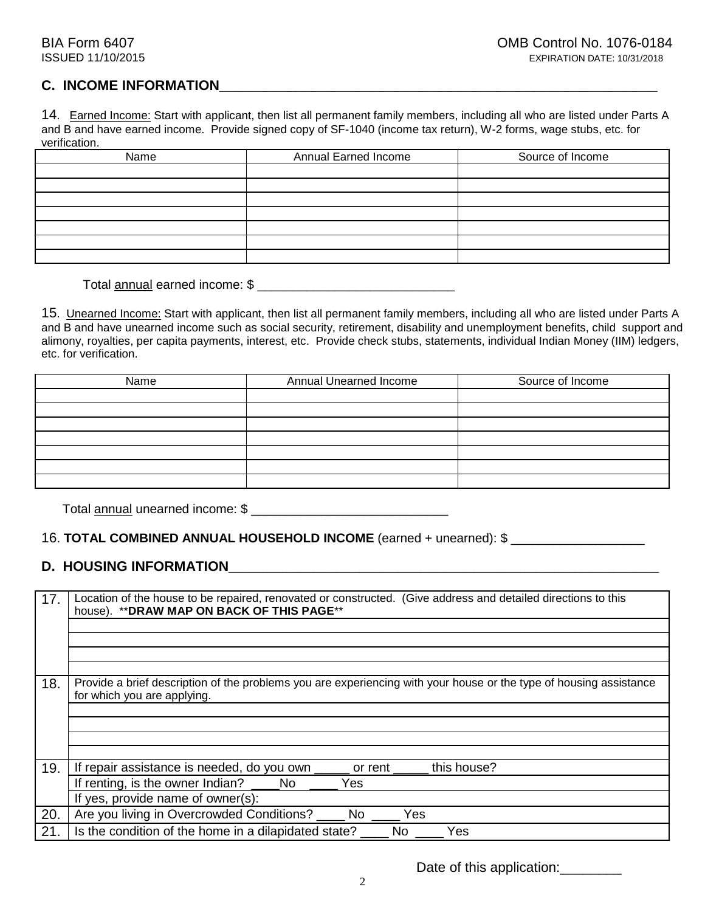## C. INCOME INFORMATION

14. Earned Income: Start with applicant, then list all permanent family members, including all who are listed under Parts A and B and have earned income. Provide signed copy of SF-1040 (income tax return), W-2 forms, wage stubs, etc. for verification.

| Name | Annual Earned Income | Source of Income |
|---|---|---|
| | | |
| | | |
| | | |
| | | |
| | | |
| | | |
| | | |

Total annual earned income: $ ____________________________

15. Unearned Income: Start with applicant, then list all permanent family members, including all who are listed under Parts A and B and have unearned income such as social security, retirement, disability and unemployment benefits, child support and alimony, royalties, per capita payments, interest, etc. Provide check stubs, statements, individual Indian Money (IIM) ledgers, etc. for verification.

| Name | Annual Unearned Income | Source of Income |
|---|---|---|
| | | |
| | | |
| | | |
| | | |
| | | |
| | | |
| | | |

Total annual unearned income: $ ____________________________

16. **TOTAL COMBINED ANNUAL HOUSEHOLD INCOME** (earned + unearned): $ ___________________

## D. HOUSING INFORMATION

| | |
|---|---|
| 17. | Location of the house to be repaired, renovated or constructed. (Give address and detailed directions to this house). \*\***DRAW MAP ON BACK OF THIS PAGE**\*\* |
| | |
| | |
| | |
| | |
| 18. | Provide a brief description of the problems you are experiencing with your house or the type of housing assistance for which you are applying. |
| | |
| | |
| | |
| | |
| 19. | If repair assistance is needed, do you own _____ or rent _____ this house? |
| | If renting, is the owner Indian? ____No ____ Yes |
| | If yes, provide name of owner(s): |
| 20. | Are you living in Overcrowded Conditions? ____ No ____ Yes |
| 21. | Is the condition of the home in a dilapidated state? ____ No ____ Yes |

Date of this application:________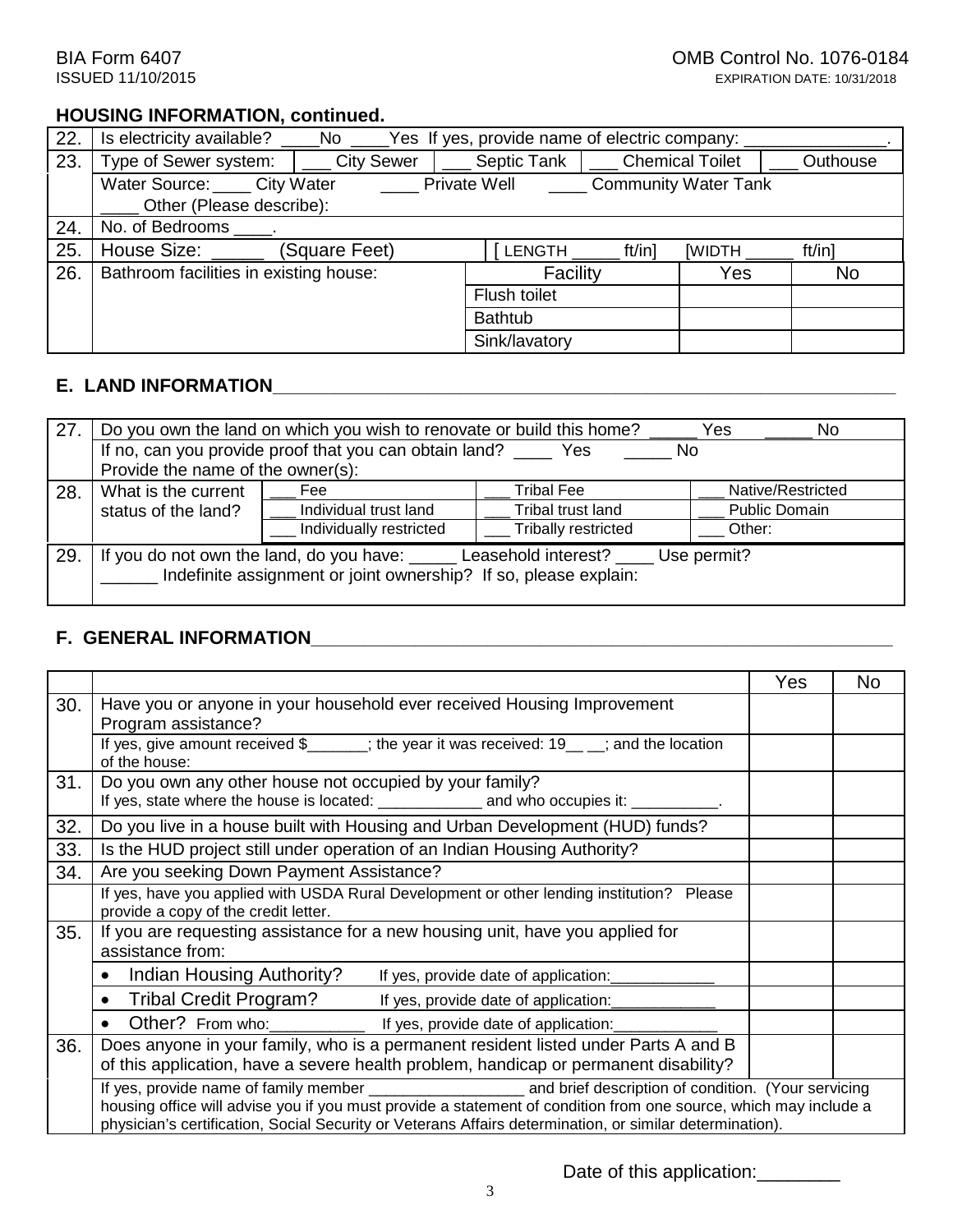BIA Form 6407 OMB Control No. 1076-0184
ISSUED 11/10/2015 EXPIRATION DATE: 10/31/2018

### HOUSING INFORMATION, continued.

| | | | | | |
|---|---|---|---|---|---|
| 22. | Is electricity available? ____No ____Yes If yes, provide name of electric company: _______________. | | | | |
| 23. | Type of Sewer system: | ___ City Sewer | ___ Septic Tank | ___ Chemical Toilet | ___ Outhouse |
| | Water Source: ____ City Water ____ Private Well ____ Community Water Tank ____ Other (Please describe): | | | | |
| 24. | No. of Bedrooms ____. | | | | |
| 25. | House Size: _____ (Square Feet) | | [ LENGTH _____ ft/in] [WIDTH _____ ft/in] | | |
| 26. | Bathroom facilities in existing house: | Facility | Yes | No | |
| | | Flush toilet | | | |
| | | Bathtub | | | |
| | | Sink/lavatory | | | |

## E. LAND INFORMATION

| | | | | |
|---|---|---|---|---|
| 27. | Do you own the land on which you wish to renovate or build this home? _____ Yes _____ No<br>If no, can you provide proof that you can obtain land? ____ Yes _____ No<br>Provide the name of the owner(s): | | | |
| 28. | What is the current status of the land? | ___ Fee | ___ Tribal Fee | ___ Native/Restricted |
| | | ___ Individual trust land | ___ Tribal trust land | ___ Public Domain |
| | | ___ Individually restricted | ___ Tribally restricted | ___ Other: |
| 29. | If you do not own the land, do you have: _____ Leasehold interest? ____ Use permit? ______ Indefinite assignment or joint ownership? If so, please explain: | | | |

## F. GENERAL INFORMATION

| | | Yes | No |
|---|---|---|---|
| 30. | Have you or anyone in your household ever received Housing Improvement Program assistance? | | |
| | If yes, give amount received $_______; the year it was received: 19__ __; and the location of the house: | | |
| 31. | Do you own any other house not occupied by your family?<br>If yes, state where the house is located: ____________ and who occupies it: __________. | | |
| 32. | Do you live in a house built with Housing and Urban Development (HUD) funds? | | |
| 33. | Is the HUD project still under operation of an Indian Housing Authority? | | |
| 34. | Are you seeking Down Payment Assistance? | | |
| | If yes, have you applied with USDA Rural Development or other lending institution? Please provide a copy of the credit letter. | | |
| 35. | If you are requesting assistance for a new housing unit, have you applied for assistance from: | | |
| | • Indian Housing Authority? If yes, provide date of application:____________ | | |
| | • Tribal Credit Program? If yes, provide date of application:____________ | | |
| | • Other? From who:___________ If yes, provide date of application:____________ | | |
| 36. | Does anyone in your family, who is a permanent resident listed under Parts A and B of this application, have a severe health problem, handicap or permanent disability? | | |
| | If yes, provide name of family member __________________ and brief description of condition. (Your servicing housing office will advise you if you must provide a statement of condition from one source, which may include a physician's certification, Social Security or Veterans Affairs determination, or similar determination). | | |

Date of this application:________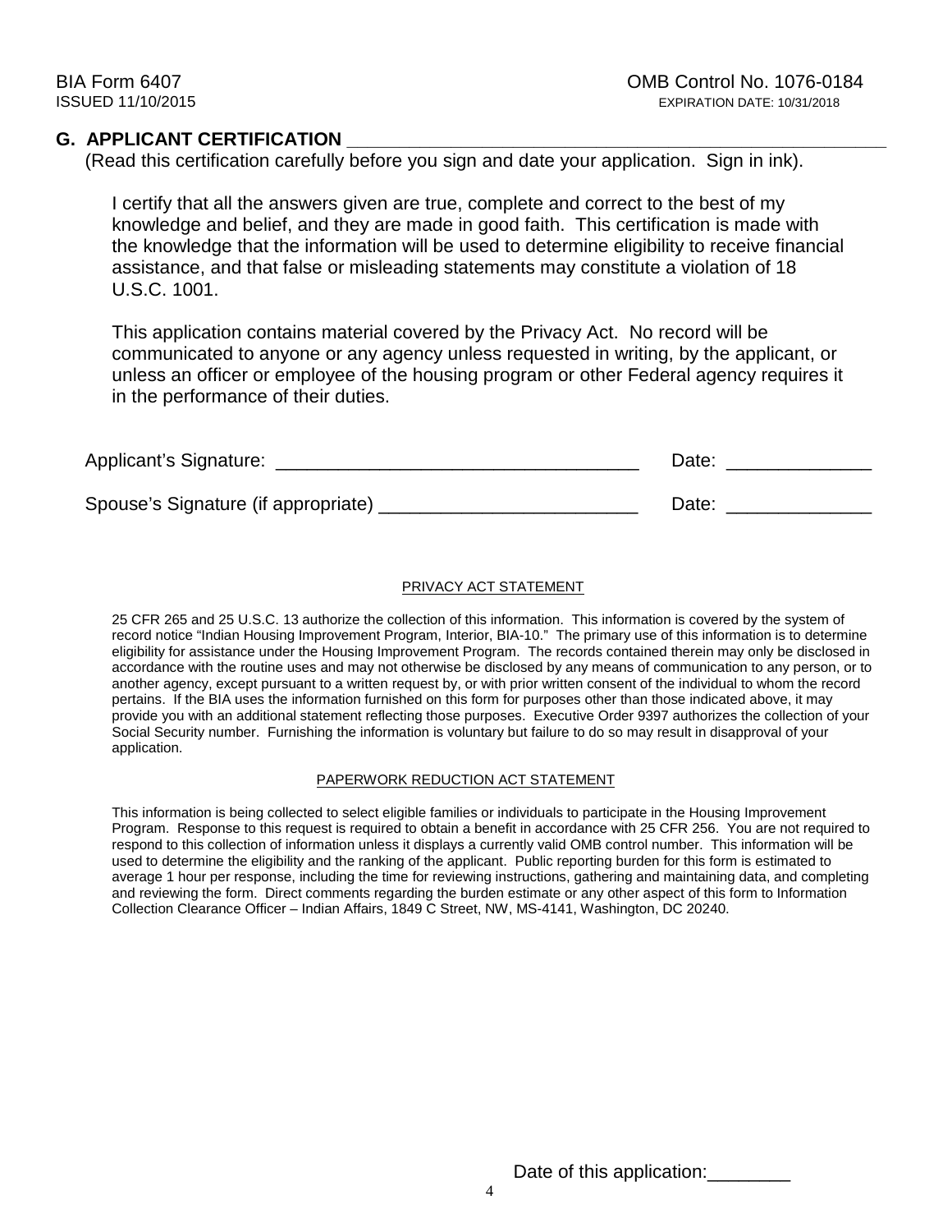BIA Form 6407
ISSUED 11/10/2015

OMB Control No. 1076-0184
EXPIRATION DATE: 10/31/2018

## G. APPLICANT CERTIFICATION

(Read this certification carefully before you sign and date your application. Sign in ink).

I certify that all the answers given are true, complete and correct to the best of my knowledge and belief, and they are made in good faith. This certification is made with the knowledge that the information will be used to determine eligibility to receive financial assistance, and that false or misleading statements may constitute a violation of 18 U.S.C. 1001.

This application contains material covered by the Privacy Act. No record will be communicated to anyone or any agency unless requested in writing, by the applicant, or unless an officer or employee of the housing program or other Federal agency requires it in the performance of their duties.

Applicant's Signature: ___________________________________ Date: ______________

Spouse's Signature (if appropriate) _________________________ Date: ______________

PRIVACY ACT STATEMENT

25 CFR 265 and 25 U.S.C. 13 authorize the collection of this information. This information is covered by the system of record notice "Indian Housing Improvement Program, Interior, BIA-10." The primary use of this information is to determine eligibility for assistance under the Housing Improvement Program. The records contained therein may only be disclosed in accordance with the routine uses and may not otherwise be disclosed by any means of communication to any person, or to another agency, except pursuant to a written request by, or with prior written consent of the individual to whom the record pertains. If the BIA uses the information furnished on this form for purposes other than those indicated above, it may provide you with an additional statement reflecting those purposes. Executive Order 9397 authorizes the collection of your Social Security number. Furnishing the information is voluntary but failure to do so may result in disapproval of your application.

PAPERWORK REDUCTION ACT STATEMENT

This information is being collected to select eligible families or individuals to participate in the Housing Improvement Program. Response to this request is required to obtain a benefit in accordance with 25 CFR 256. You are not required to respond to this collection of information unless it displays a currently valid OMB control number. This information will be used to determine the eligibility and the ranking of the applicant. Public reporting burden for this form is estimated to average 1 hour per response, including the time for reviewing instructions, gathering and maintaining data, and completing and reviewing the form. Direct comments regarding the burden estimate or any other aspect of this form to Information Collection Clearance Officer – Indian Affairs, 1849 C Street, NW, MS-4141, Washington, DC 20240.

Date of this application:________